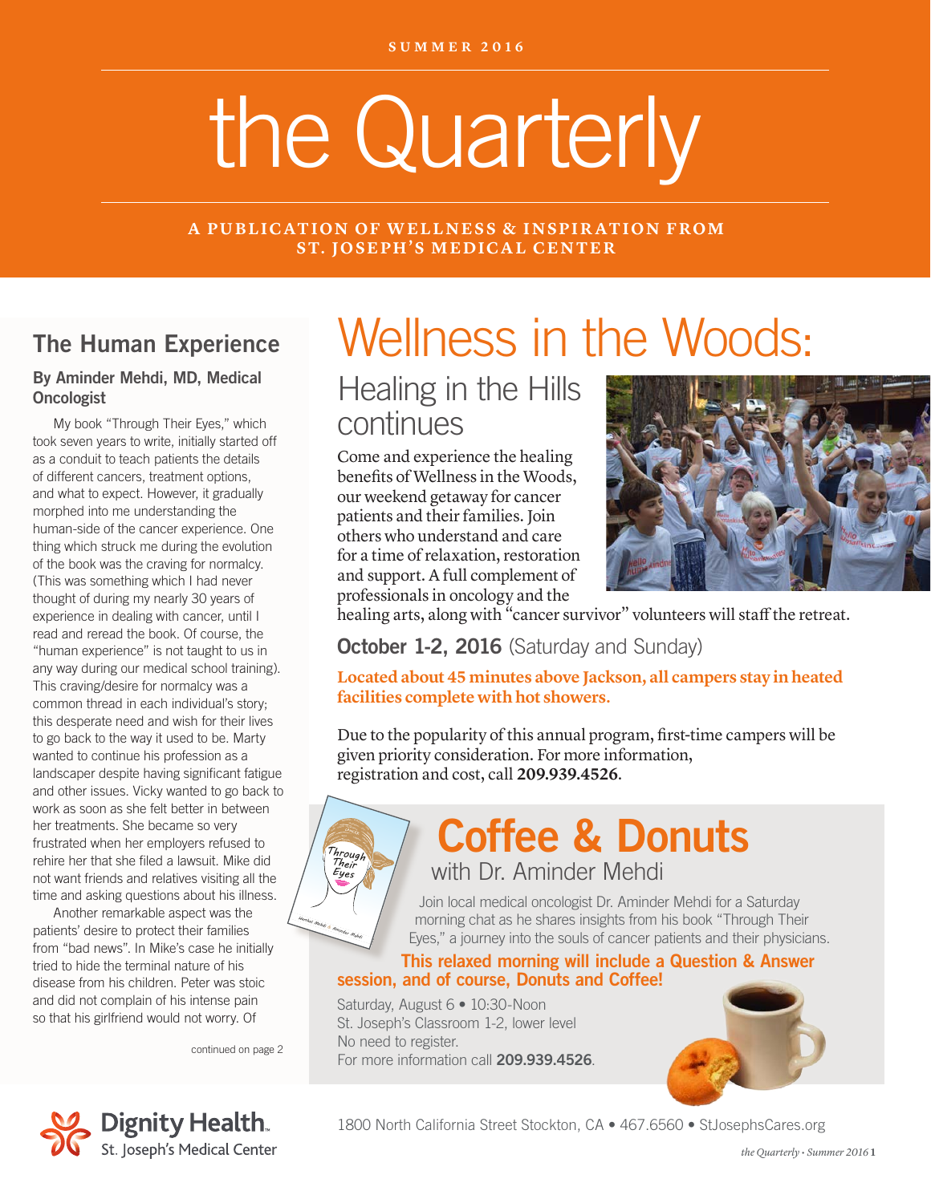SUMMER 2016

# the Quarterly

A PUBLICATION OF WELLNESS & INSPIRATION FROM ST. JOSEPH'S MEDICAL CENTER

## The Human Experience

**By Aminder Mehdi, MD, Medical Oncologist**

My book "Through Their Eyes," which took seven years to write, initially started off as a conduit to teach patients the details of different cancers, treatment options, and what to expect. However, it gradually morphed into me understanding the human-side of the cancer experience. One thing which struck me during the evolution of the book was the craving for normalcy. (This was something which I had never thought of during my nearly 30 years of experience in dealing with cancer, until I read and reread the book. Of course, the "human experience" is not taught to us in any way during our medical school training). This craving/desire for normalcy was a common thread in each individual's story; this desperate need and wish for their lives to go back to the way it used to be. Marty wanted to continue his profession as a landscaper despite having significant fatigue and other issues. Vicky wanted to go back to work as soon as she felt better in between her treatments. She became so very frustrated when her employers refused to rehire her that she filed a lawsuit. Mike did not want friends and relatives visiting all the time and asking questions about his illness.

Another remarkable aspect was the patients' desire to protect their families from "bad news". In Mike's case he initially tried to hide the terminal nature of his disease from his children. Peter was stoic and did not complain of his intense pain so that his girlfriend would not worry. Of

continued on page 2

# Wellness in the Woods:

## Healing in the Hills continues

Come and experience the healing benefits of Wellness in the Woods, our weekend getaway for cancer patients and their families. Join others who understand and care for a time of relaxation, restoration and support. A full complement of professionals in oncology and the healing arts, along with "cancer survivor" volunteers will staff the retreat.

**October 1-2, 2016** (Saturday and Sunday)

**Located about 45 minutes above Jackson, all campers stay in heated facilities complete with hot showers.**

Due to the popularity of this annual program, first-time campers will be given priority consideration. For more information, registration and cost, call **209.939.4526**.

# Coffee & Donuts

## with Dr. Aminder Mehdi

Join local medical oncologist Dr. Aminder Mehdi for a Saturday morning chat as he shares insights from his book "Through Their Eyes," a journey into the souls of cancer patients and their physicians.

**This relaxed morning will include a Question & Answer session, and of course, Donuts and Coffee!**

Saturday, August 6 • 10:30-Noon
St. Joseph's Classroom 1-2, lower level
No need to register.
For more information call **209.939.4526**.

Dignity Health. St. Joseph's Medical Center

1800 North California Street Stockton, CA • 467.6560 • StJosephsCares.org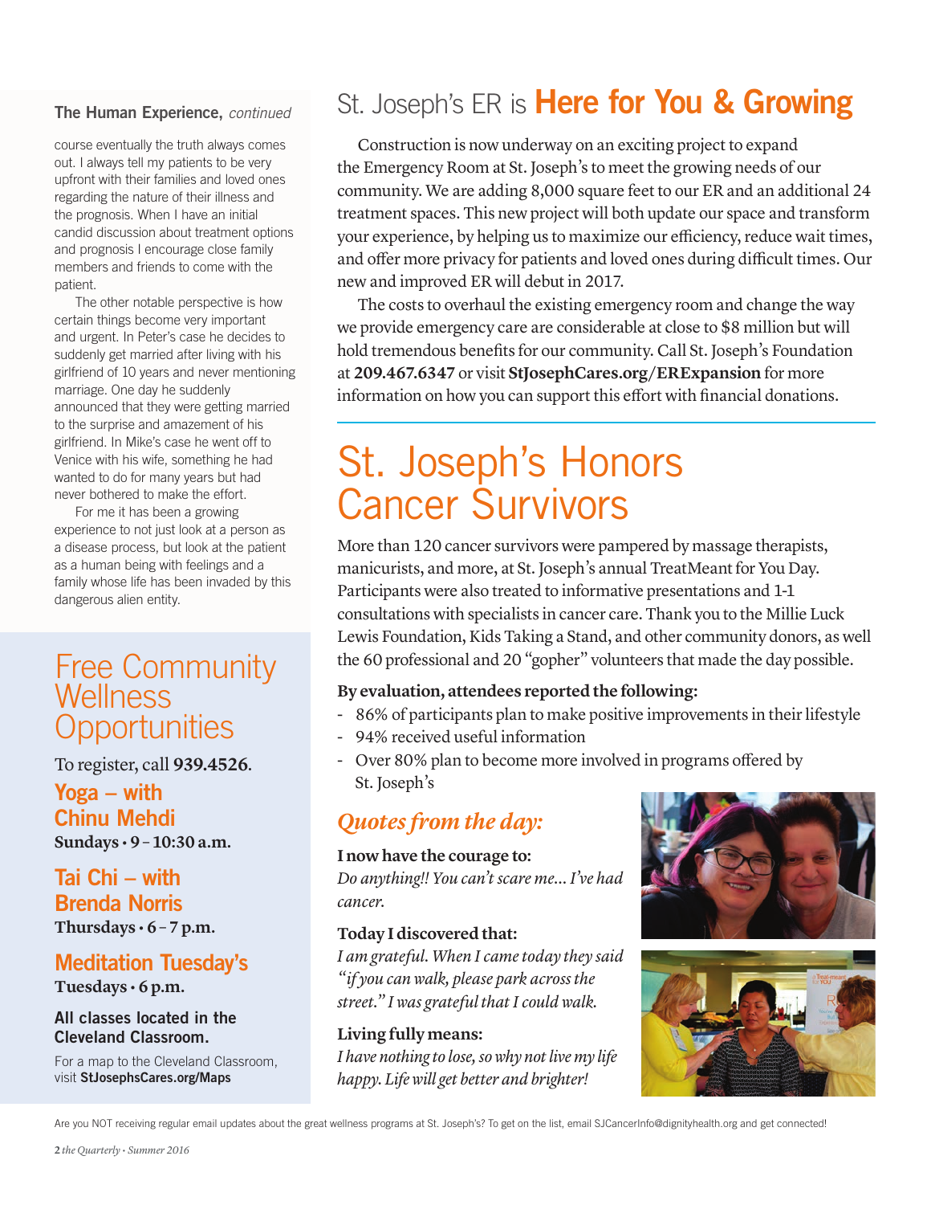## The Human Experience, *continued*

course eventually the truth always comes out. I always tell my patients to be very upfront with their families and loved ones regarding the nature of their illness and the prognosis. When I have an initial candid discussion about treatment options and prognosis I encourage close family members and friends to come with the patient.

The other notable perspective is how certain things become very important and urgent. In Peter's case he decides to suddenly get married after living with his girlfriend of 10 years and never mentioning marriage. One day he suddenly announced that they were getting married to the surprise and amazement of his girlfriend. In Mike's case he went off to Venice with his wife, something he had wanted to do for many years but had never bothered to make the effort.

For me it has been a growing experience to not just look at a person as a disease process, but look at the patient as a human being with feelings and a family whose life has been invaded by this dangerous alien entity.

## Free Community Wellness Opportunities

To register, call **939.4526**.

### Yoga – with Chinu Mehdi

**Sundays • 9 – 10:30 a.m.**

### Tai Chi – with Brenda Norris

**Thursdays • 6 – 7 p.m.**

### Meditation Tuesday's

**Tuesdays • 6 p.m.**

**All classes located in the Cleveland Classroom.**

For a map to the Cleveland Classroom, visit **StJosephsCares.org/Maps**

# St. Joseph's ER is **Here for You & Growing**

Construction is now underway on an exciting project to expand the Emergency Room at St. Joseph's to meet the growing needs of our community. We are adding 8,000 square feet to our ER and an additional 24 treatment spaces. This new project will both update our space and transform your experience, by helping us to maximize our efficiency, reduce wait times, and offer more privacy for patients and loved ones during difficult times. Our new and improved ER will debut in 2017.

The costs to overhaul the existing emergency room and change the way we provide emergency care are considerable at close to $8 million but will hold tremendous benefits for our community. Call St. Joseph's Foundation at **209.467.6347** or visit **StJosephCares.org/ERExpansion** for more information on how you can support this effort with financial donations.

# St. Joseph's Honors Cancer Survivors

More than 120 cancer survivors were pampered by massage therapists, manicurists, and more, at St. Joseph's annual TreatMeant for You Day. Participants were also treated to informative presentations and 1-1 consultations with specialists in cancer care. Thank you to the Millie Luck Lewis Foundation, Kids Taking a Stand, and other community donors, as well the 60 professional and 20 "gopher" volunteers that made the day possible.

**By evaluation, attendees reported the following:**

- 86% of participants plan to make positive improvements in their lifestyle
- 94% received useful information
- Over 80% plan to become more involved in programs offered by St. Joseph's

## *Quotes from the day:*

**I now have the courage to:**
*Do anything!! You can't scare me... I've had cancer.*

**Today I discovered that:**
*I am grateful. When I came today they said "if you can walk, please park across the street." I was grateful that I could walk.*

**Living fully means:**
*I have nothing to lose, so why not live my life happy. Life will get better and brighter!*

Are you NOT receiving regular email updates about the great wellness programs at St. Joseph's? To get on the list, email SJCancerInfo@dignityhealth.org and get connected!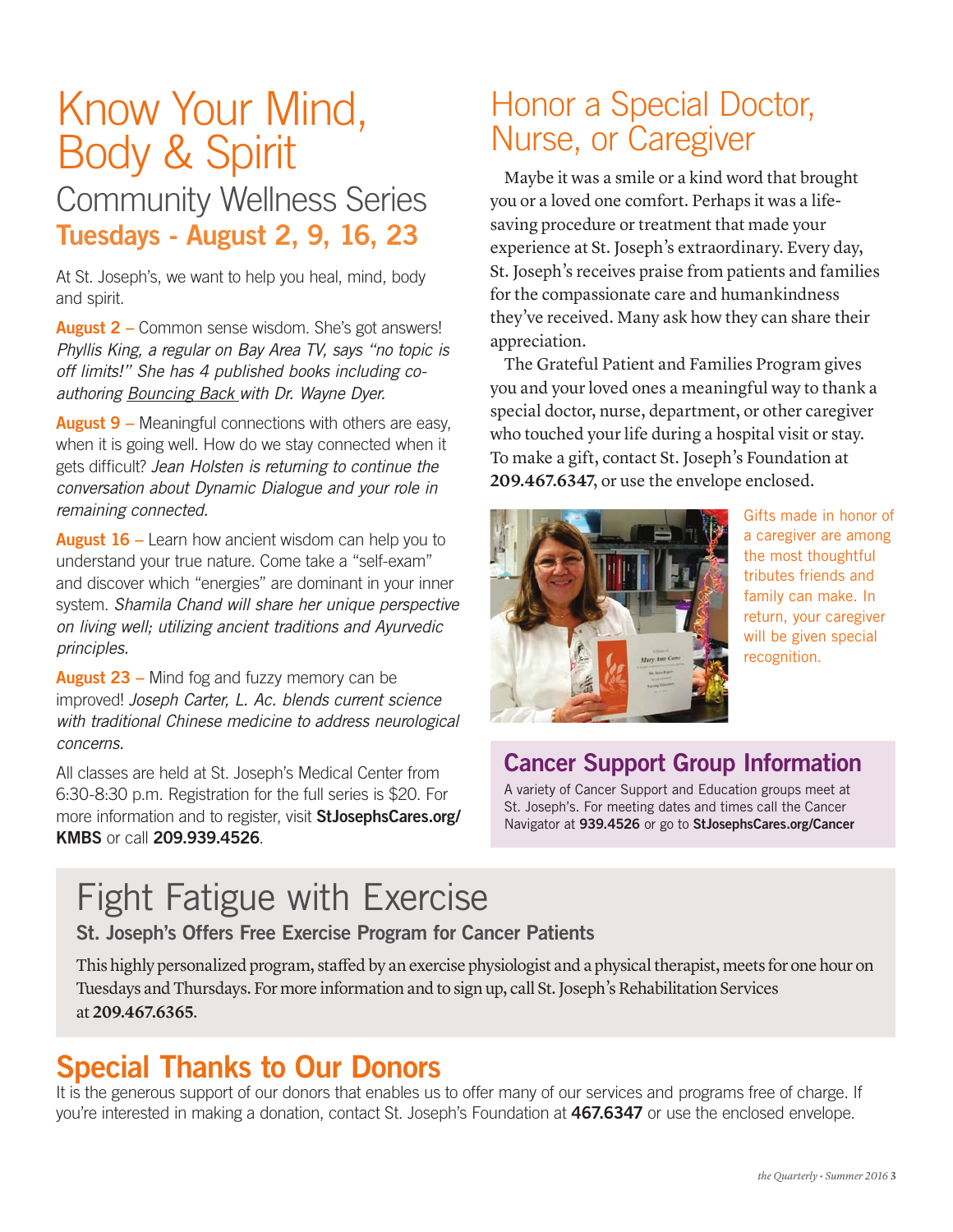# Know Your Mind, Body & Spirit

## Community Wellness Series

**Tuesdays - August 2, 9, 16, 23**

At St. Joseph's, we want to help you heal, mind, body and spirit.

**August 2 –** Common sense wisdom. She's got answers! *Phyllis King, a regular on Bay Area TV, says "no topic is off limits!" She has 4 published books including co-authoring Bouncing Back with Dr. Wayne Dyer.*

**August 9 –** Meaningful connections with others are easy, when it is going well. How do we stay connected when it gets difficult? *Jean Holsten is returning to continue the conversation about Dynamic Dialogue and your role in remaining connected.*

**August 16 –** Learn how ancient wisdom can help you to understand your true nature. Come take a "self-exam" and discover which "energies" are dominant in your inner system. *Shamila Chand will share her unique perspective on living well; utilizing ancient traditions and Ayurvedic principles.*

**August 23 –** Mind fog and fuzzy memory can be improved! *Joseph Carter, L. Ac. blends current science with traditional Chinese medicine to address neurological concerns.*

All classes are held at St. Joseph's Medical Center from 6:30-8:30 p.m. Registration for the full series is $20. For more information and to register, visit **StJosephsCares.org/KMBS** or call **209.939.4526**.

# Honor a Special Doctor, Nurse, or Caregiver

Maybe it was a smile or a kind word that brought you or a loved one comfort. Perhaps it was a life-saving procedure or treatment that made your experience at St. Joseph's extraordinary. Every day, St. Joseph's receives praise from patients and families for the compassionate care and humankindness they've received. Many ask how they can share their appreciation.

The Grateful Patient and Families Program gives you and your loved ones a meaningful way to thank a special doctor, nurse, department, or other caregiver who touched your life during a hospital visit or stay. To make a gift, contact St. Joseph's Foundation at **209.467.6347**, or use the envelope enclosed.

Gifts made in honor of a caregiver are among the most thoughtful tributes friends and family can make. In return, your caregiver will be given special recognition.

## Cancer Support Group Information

A variety of Cancer Support and Education groups meet at St. Joseph's. For meeting dates and times call the Cancer Navigator at **939.4526** or go to **StJosephsCares.org/Cancer**

# Fight Fatigue with Exercise

**St. Joseph's Offers Free Exercise Program for Cancer Patients**

This highly personalized program, staffed by an exercise physiologist and a physical therapist, meets for one hour on Tuesdays and Thursdays. For more information and to sign up, call St. Joseph's Rehabilitation Services at **209.467.6365**.

# Special Thanks to Our Donors

It is the generous support of our donors that enables us to offer many of our services and programs free of charge. If you're interested in making a donation, contact St. Joseph's Foundation at **467.6347** or use the enclosed envelope.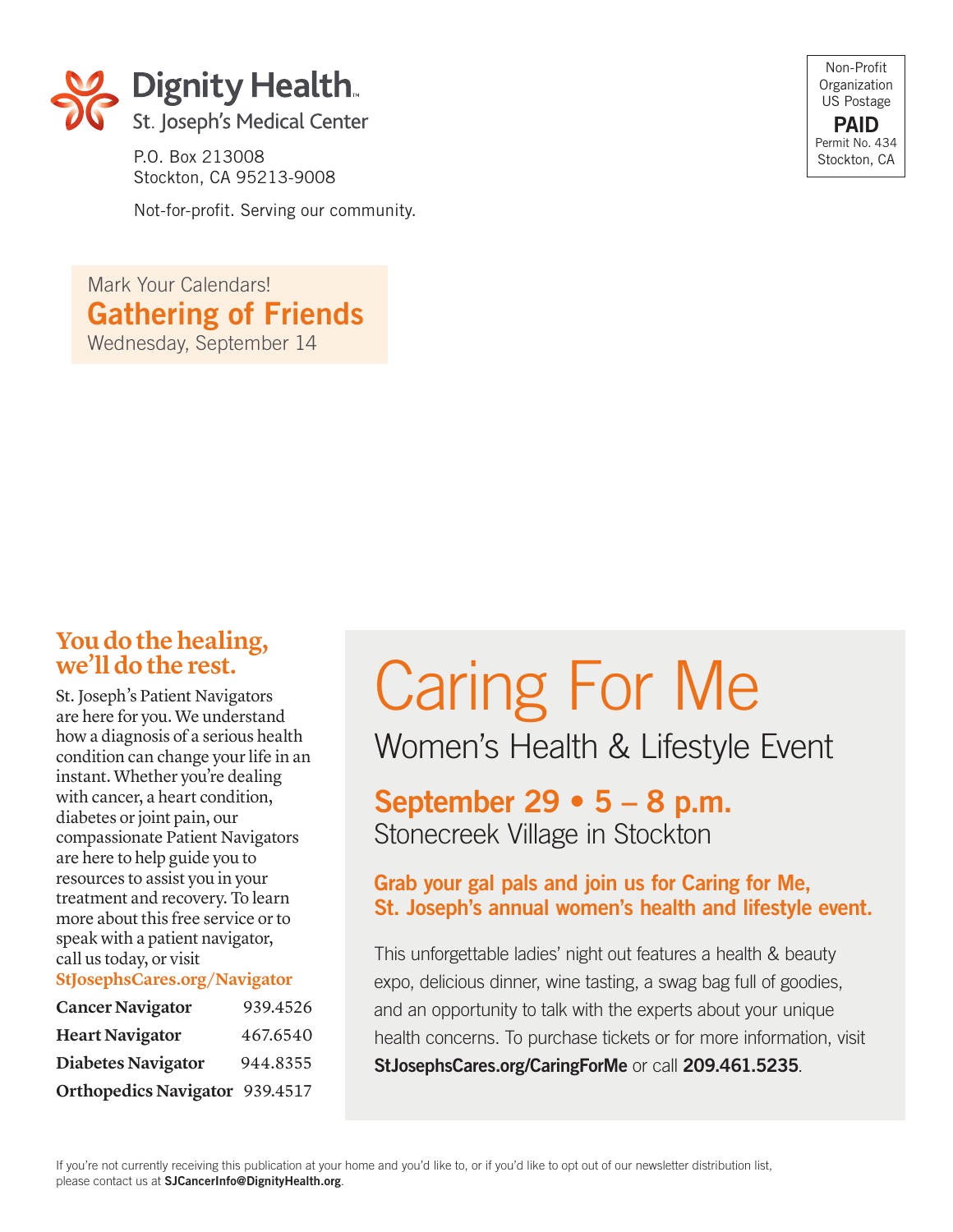Dignity Health

St. Joseph's Medical Center

P.O. Box 213008
Stockton, CA 95213-9008

Not-for-profit. Serving our community.

Non-Profit Organization
US Postage
**PAID**
Permit No. 434
Stockton, CA

Mark Your Calendars!

**Gathering of Friends**

Wednesday, September 14

## You do the healing, we'll do the rest.

St. Joseph's Patient Navigators are here for you. We understand how a diagnosis of a serious health condition can change your life in an instant. Whether you're dealing with cancer, a heart condition, diabetes or joint pain, our compassionate Patient Navigators are here to help guide you to resources to assist you in your treatment and recovery. To learn more about this free service or to speak with a patient navigator, call us today, or visit **StJosephsCares.org/Navigator**

| | |
|---|---|
| **Cancer Navigator** | 939.4526 |
| **Heart Navigator** | 467.6540 |
| **Diabetes Navigator** | 944.8355 |
| **Orthopedics Navigator** | 939.4517 |

# Caring For Me

## Women's Health & Lifestyle Event

**September 29 • 5 – 8 p.m.**

Stonecreek Village in Stockton

**Grab your gal pals and join us for Caring for Me, St. Joseph's annual women's health and lifestyle event.**

This unforgettable ladies' night out features a health & beauty expo, delicious dinner, wine tasting, a swag bag full of goodies, and an opportunity to talk with the experts about your unique health concerns. To purchase tickets or for more information, visit **StJosephsCares.org/CaringForMe** or call **209.461.5235**.

If you're not currently receiving this publication at your home and you'd like to, or if you'd like to opt out of our newsletter distribution list, please contact us at **SJCancerInfo@DignityHealth.org**.